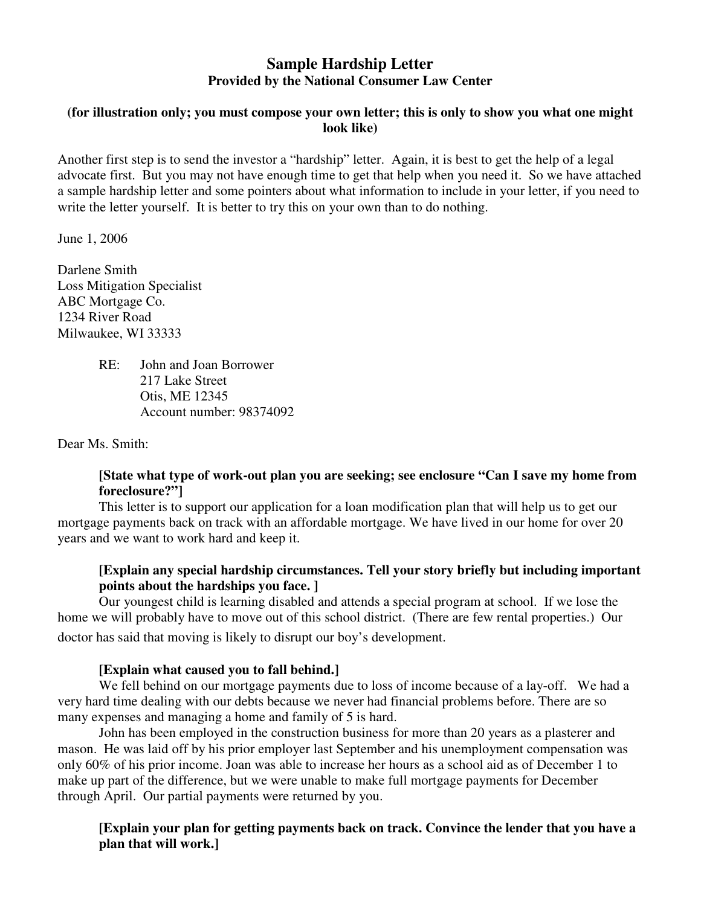# Sample Hardship Letter

## Provided by the National Consumer Law Center

**(for illustration only; you must compose your own letter; this is only to show you what one might look like)**

Another first step is to send the investor a "hardship" letter. Again, it is best to get the help of a legal advocate first. But you may not have enough time to get that help when you need it. So we have attached a sample hardship letter and some pointers about what information to include in your letter, if you need to write the letter yourself. It is better to try this on your own than to do nothing.

June 1, 2006

Darlene Smith
Loss Mitigation Specialist
ABC Mortgage Co.
1234 River Road
Milwaukee, WI 33333

> RE: John and Joan Borrower
> 217 Lake Street
> Otis, ME 12345
> Account number: 98374092

Dear Ms. Smith:

**[State what type of work-out plan you are seeking; see enclosure "Can I save my home from foreclosure?"]**

This letter is to support our application for a loan modification plan that will help us to get our mortgage payments back on track with an affordable mortgage. We have lived in our home for over 20 years and we want to work hard and keep it.

**[Explain any special hardship circumstances. Tell your story briefly but including important points about the hardships you face. ]**

Our youngest child is learning disabled and attends a special program at school. If we lose the home we will probably have to move out of this school district. (There are few rental properties.) Our doctor has said that moving is likely to disrupt our boy's development.

**[Explain what caused you to fall behind.]**

We fell behind on our mortgage payments due to loss of income because of a lay-off. We had a very hard time dealing with our debts because we never had financial problems before. There are so many expenses and managing a home and family of 5 is hard.

John has been employed in the construction business for more than 20 years as a plasterer and mason. He was laid off by his prior employer last September and his unemployment compensation was only 60% of his prior income. Joan was able to increase her hours as a school aid as of December 1 to make up part of the difference, but we were unable to make full mortgage payments for December through April. Our partial payments were returned by you.

**[Explain your plan for getting payments back on track. Convince the lender that you have a plan that will work.]**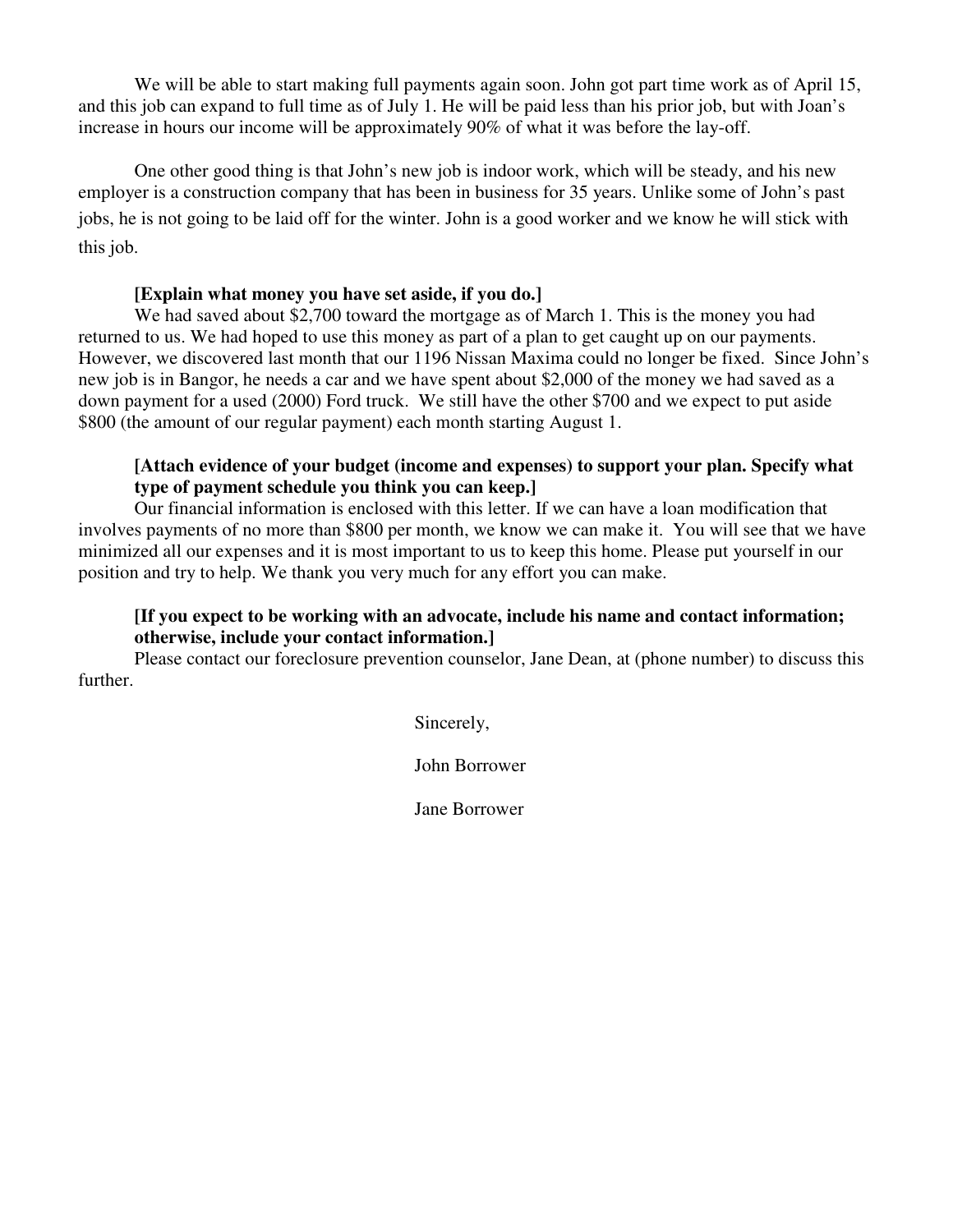We will be able to start making full payments again soon. John got part time work as of April 15, and this job can expand to full time as of July 1. He will be paid less than his prior job, but with Joan's increase in hours our income will be approximately 90% of what it was before the lay-off.

One other good thing is that John's new job is indoor work, which will be steady, and his new employer is a construction company that has been in business for 35 years. Unlike some of John's past jobs, he is not going to be laid off for the winter. John is a good worker and we know he will stick with this job.

**[Explain what money you have set aside, if you do.]**

We had saved about $2,700 toward the mortgage as of March 1. This is the money you had returned to us. We had hoped to use this money as part of a plan to get caught up on our payments. However, we discovered last month that our 1196 Nissan Maxima could no longer be fixed. Since John's new job is in Bangor, he needs a car and we have spent about $2,000 of the money we had saved as a down payment for a used (2000) Ford truck. We still have the other $700 and we expect to put aside $800 (the amount of our regular payment) each month starting August 1.

**[Attach evidence of your budget (income and expenses) to support your plan. Specify what type of payment schedule you think you can keep.]**

Our financial information is enclosed with this letter. If we can have a loan modification that involves payments of no more than $800 per month, we know we can make it. You will see that we have minimized all our expenses and it is most important to us to keep this home. Please put yourself in our position and try to help. We thank you very much for any effort you can make.

**[If you expect to be working with an advocate, include his name and contact information; otherwise, include your contact information.]**

Please contact our foreclosure prevention counselor, Jane Dean, at (phone number) to discuss this further.

Sincerely,

John Borrower

Jane Borrower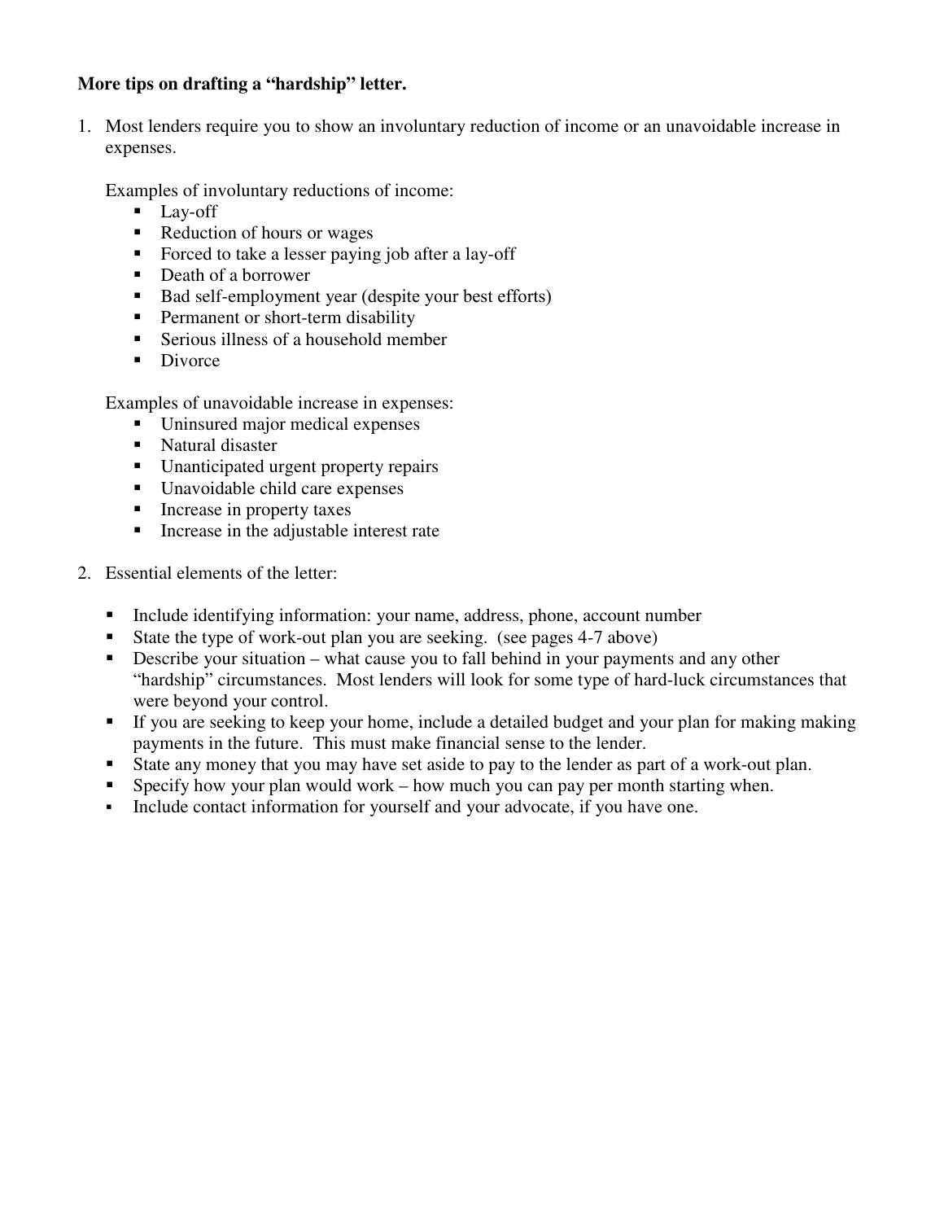**More tips on drafting a "hardship" letter.**

1. Most lenders require you to show an involuntary reduction of income or an unavoidable increase in expenses.

   Examples of involuntary reductions of income:
   - Lay-off
   - Reduction of hours or wages
   - Forced to take a lesser paying job after a lay-off
   - Death of a borrower
   - Bad self-employment year (despite your best efforts)
   - Permanent or short-term disability
   - Serious illness of a household member
   - Divorce

   Examples of unavoidable increase in expenses:
   - Uninsured major medical expenses
   - Natural disaster
   - Unanticipated urgent property repairs
   - Unavoidable child care expenses
   - Increase in property taxes
   - Increase in the adjustable interest rate

2. Essential elements of the letter:

   - Include identifying information: your name, address, phone, account number
   - State the type of work-out plan you are seeking. (see pages 4-7 above)
   - Describe your situation – what cause you to fall behind in your payments and any other "hardship" circumstances. Most lenders will look for some type of hard-luck circumstances that were beyond your control.
   - If you are seeking to keep your home, include a detailed budget and your plan for making making payments in the future. This must make financial sense to the lender.
   - State any money that you may have set aside to pay to the lender as part of a work-out plan.
   - Specify how your plan would work – how much you can pay per month starting when.
   - Include contact information for yourself and your advocate, if you have one.